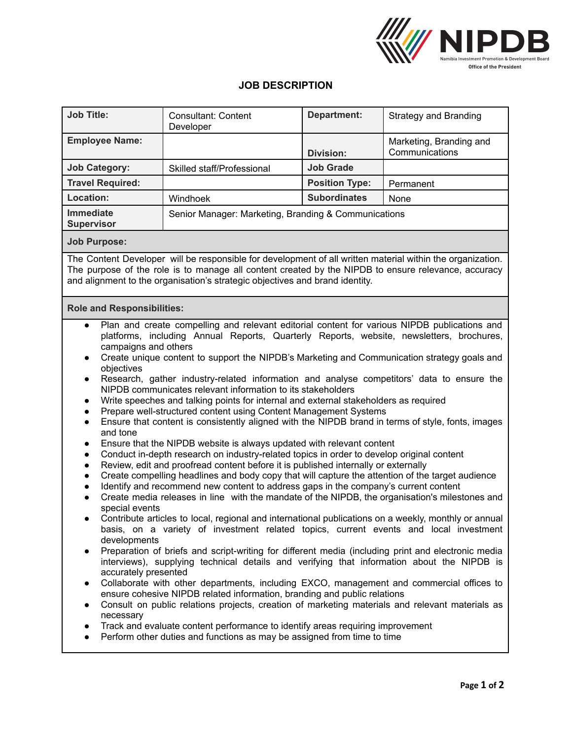# JOB DESCRIPTION

| Job Title: | Consultant: Content Developer | Department: | Strategy and Branding |
|---|---|---|---|
| Employee Name: | | Division: | Marketing, Branding and Communications |
| Job Category: | Skilled staff/Professional | Job Grade | |
| Travel Required: | | Position Type: | Permanent |
| Location: | Windhoek | Subordinates | None |
| Immediate Supervisor | Senior Manager: Marketing, Branding & Communications | | |

**Job Purpose:**

The Content Developer will be responsible for development of all written material within the organization. The purpose of the role is to manage all content created by the NIPDB to ensure relevance, accuracy and alignment to the organisation's strategic objectives and brand identity.

**Role and Responsibilities:**

- Plan and create compelling and relevant editorial content for various NIPDB publications and platforms, including Annual Reports, Quarterly Reports, website, newsletters, brochures, campaigns and others
- Create unique content to support the NIPDB's Marketing and Communication strategy goals and objectives
- Research, gather industry-related information and analyse competitors' data to ensure the NIPDB communicates relevant information to its stakeholders
- Write speeches and talking points for internal and external stakeholders as required
- Prepare well-structured content using Content Management Systems
- Ensure that content is consistently aligned with the NIPDB brand in terms of style, fonts, images and tone
- Ensure that the NIPDB website is always updated with relevant content
- Conduct in-depth research on industry-related topics in order to develop original content
- Review, edit and proofread content before it is published internally or externally
- Create compelling headlines and body copy that will capture the attention of the target audience
- Identify and recommend new content to address gaps in the company's current content
- Create media releases in line with the mandate of the NIPDB, the organisation's milestones and special events
- Contribute articles to local, regional and international publications on a weekly, monthly or annual basis, on a variety of investment related topics, current events and local investment developments
- Preparation of briefs and script-writing for different media (including print and electronic media interviews), supplying technical details and verifying that information about the NIPDB is accurately presented
- Collaborate with other departments, including EXCO, management and commercial offices to ensure cohesive NIPDB related information, branding and public relations
- Consult on public relations projects, creation of marketing materials and relevant materials as necessary
- Track and evaluate content performance to identify areas requiring improvement
- Perform other duties and functions as may be assigned from time to time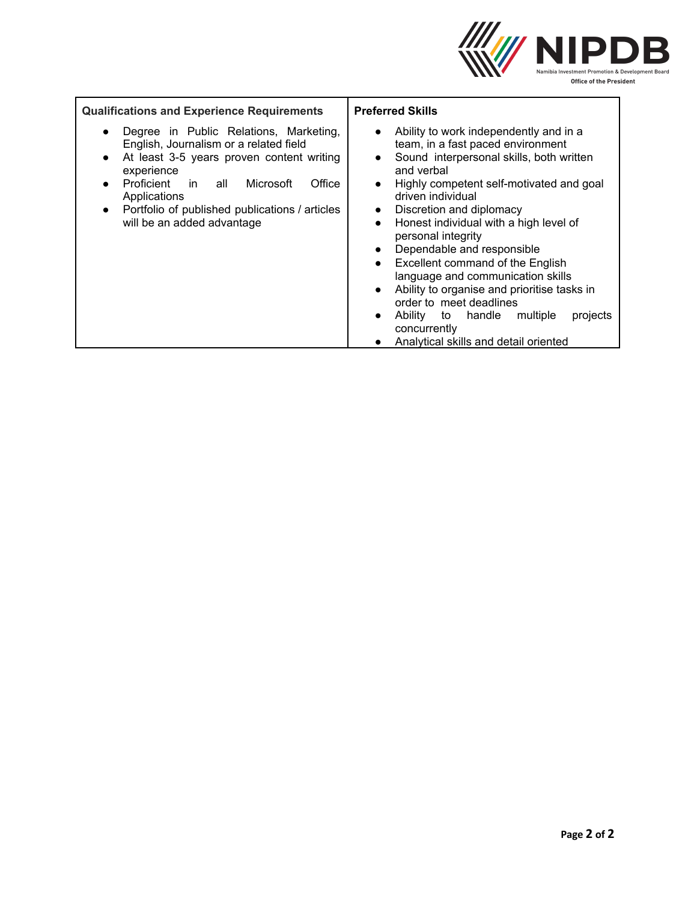| Qualifications and Experience Requirements | Preferred Skills |
|---|---|
| • Degree in Public Relations, Marketing, English, Journalism or a related field<br>• At least 3-5 years proven content writing experience<br>• Proficient in all Microsoft Office Applications<br>• Portfolio of published publications / articles will be an added advantage | • Ability to work independently and in a team, in a fast paced environment<br>• Sound interpersonal skills, both written and verbal<br>• Highly competent self-motivated and goal driven individual<br>• Discretion and diplomacy<br>• Honest individual with a high level of personal integrity<br>• Dependable and responsible<br>• Excellent command of the English language and communication skills<br>• Ability to organise and prioritise tasks in order to meet deadlines<br>• Ability to handle multiple projects concurrently<br>• Analytical skills and detail oriented |